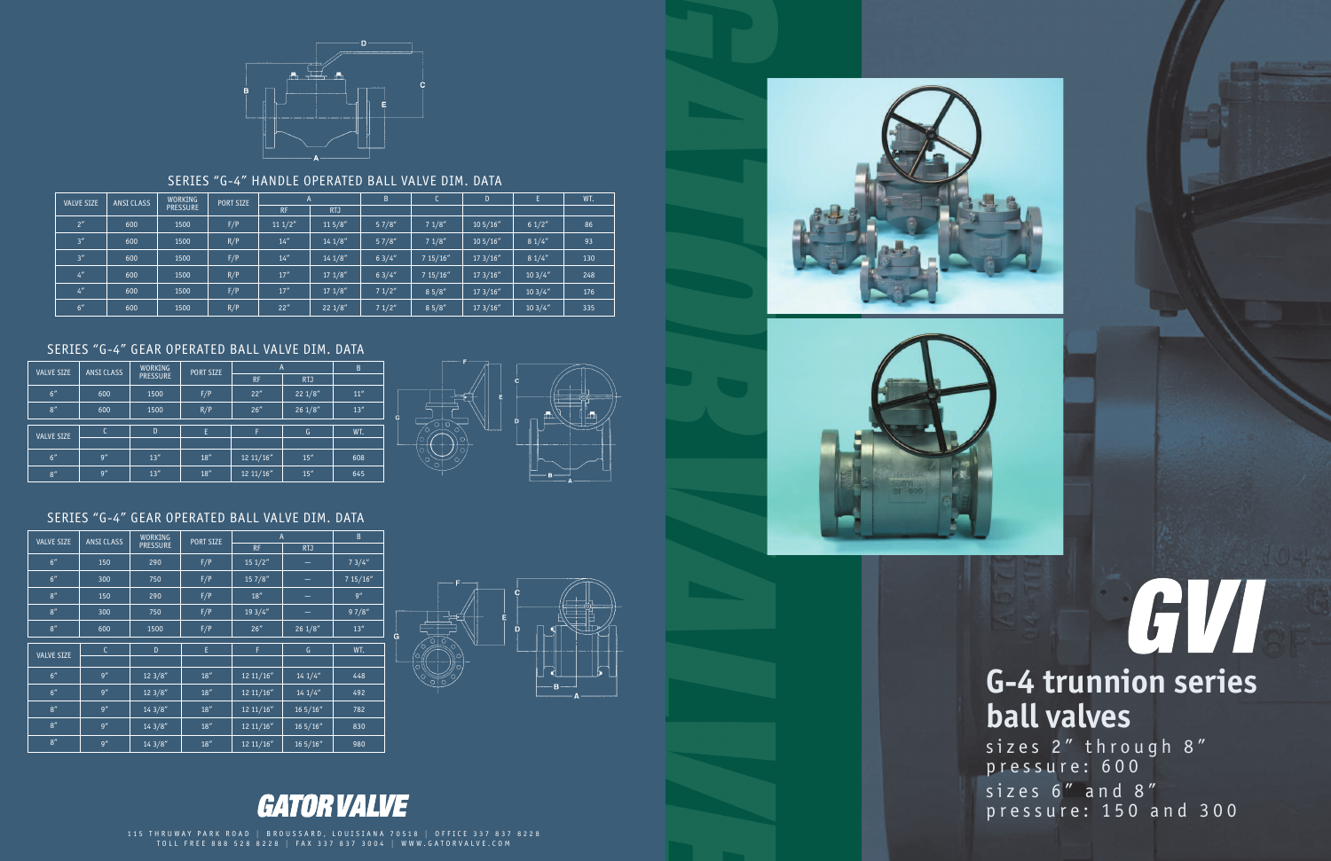# GVI

## G-4 trunnion series ball valves

sizes 2" through 8"
pressure: 600
sizes 6" and 8"
pressure: 150 and 300

### SERIES "G-4" HANDLE OPERATED BALL VALVE DIM. DATA

| VALVE SIZE | ANSI CLASS | WORKING PRESSURE | PORT SIZE | A | | B | C | D | E | WT. |
|---|---|---|---|---|---|---|---|---|---|---|
| | | | | RF | RTJ | | | | | |
| 2" | 600 | 1500 | F/P | 11 1/2" | 11 5/8" | 5 7/8" | 7 1/8" | 10 5/16" | 6 1/2" | 86 |
| 3" | 600 | 1500 | R/P | 14" | 14 1/8" | 5 7/8" | 7 1/8" | 10 5/16" | 8 1/4" | 93 |
| 3" | 600 | 1500 | F/P | 14" | 14 1/8" | 6 3/4" | 7 15/16" | 17 3/16" | 8 1/4" | 130 |
| 4" | 600 | 1500 | R/P | 17" | 17 1/8" | 6 3/4" | 7 15/16" | 17 3/16" | 10 3/4" | 248 |
| 4" | 600 | 1500 | F/P | 17" | 17 1/8" | 7 1/2" | 8 5/8" | 17 3/16" | 10 3/4" | 176 |
| 6" | 600 | 1500 | R/P | 22" | 22 1/8" | 7 1/2" | 8 5/8" | 17 3/16" | 10 3/4" | 335 |

### SERIES "G-4" GEAR OPERATED BALL VALVE DIM. DATA

| VALVE SIZE | ANSI CLASS | WORKING PRESSURE | PORT SIZE | A | | B |
|---|---|---|---|---|---|---|
| | | | | RF | RTJ | |
| 6" | 600 | 1500 | F/P | 22" | 22 1/8" | 11" |
| 8" | 600 | 1500 | R/P | 26" | 26 1/8" | 13" |

| VALVE SIZE | C | D | E | F | G | WT. |
|---|---|---|---|---|---|---|
| 6" | 9" | 13" | 18" | 12 11/16" | 15" | 608 |
| 8" | 9" | 13" | 18" | 12 11/16" | 15" | 645 |

### SERIES "G-4" GEAR OPERATED BALL VALVE DIM. DATA

| VALVE SIZE | ANSI CLASS | WORKING PRESSURE | PORT SIZE | A | | B |
|---|---|---|---|---|---|---|
| | | | | RF | RTJ | |
| 6" | 150 | 290 | F/P | 15 1/2" | — | 7 3/4" |
| 6" | 300 | 750 | F/P | 15 7/8" | — | 7 15/16" |
| 8" | 150 | 290 | F/P | 18" | — | 9" |
| 8" | 300 | 750 | F/P | 19 3/4" | — | 9 7/8" |
| 8" | 600 | 1500 | F/P | 26" | 26 1/8" | 13" |

| VALVE SIZE | C | D | E | F | G | WT. |
|---|---|---|---|---|---|---|
| 6" | 9" | 12 3/8" | 18" | 12 11/16" | 14 1/4" | 448 |
| 6" | 9" | 12 3/8" | 18" | 12 11/16" | 14 1/4" | 492 |
| 8" | 9" | 14 3/8" | 18" | 12 11/16" | 16 5/16" | 782 |
| 8" | 9" | 14 3/8" | 18" | 12 11/16" | 16 5/16" | 830 |
| 8" | 9" | 14 3/8" | 18" | 12 11/16" | 16 5/16" | 980 |

**GATOR VALVE**

115 THRUWAY PARK ROAD | BROUSSARD, LOUISIANA 70518 | OFFICE 337 837 8228
TOLL FREE 888 528 8228 | FAX 337 837 3004 | WWW.GATORVALVE.COM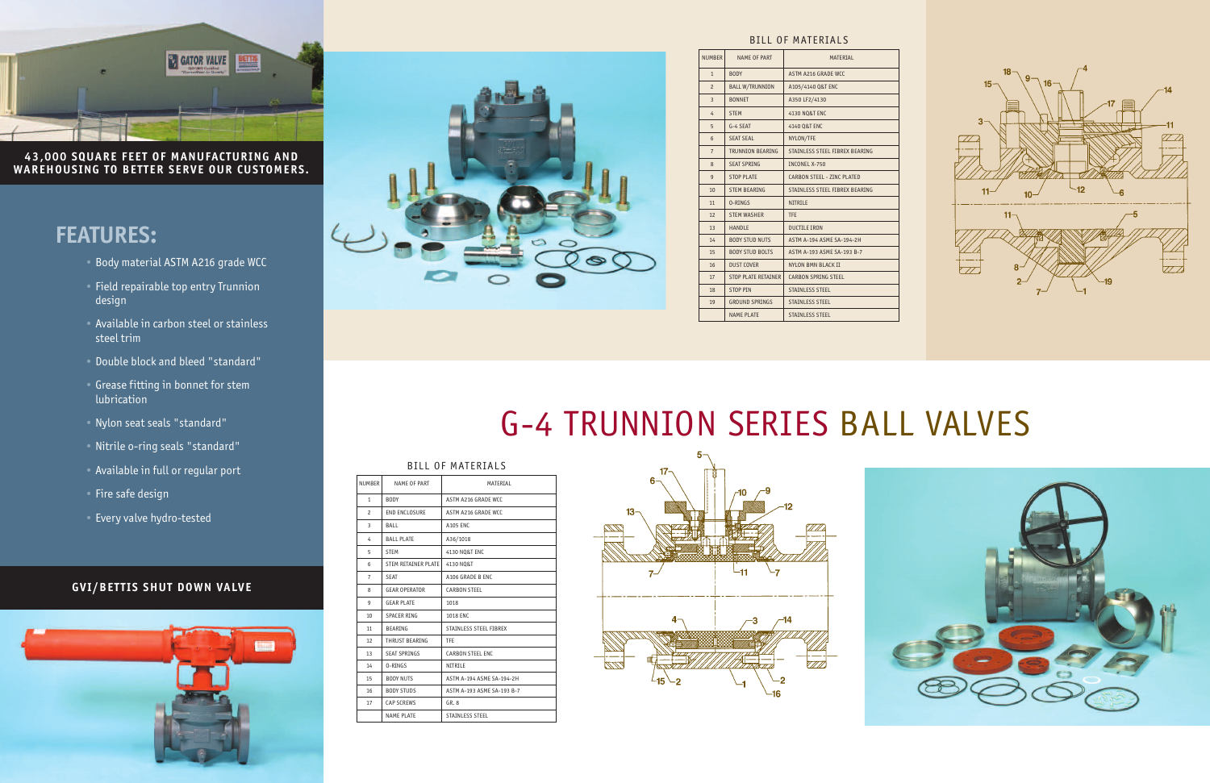43,000 SQUARE FEET OF MANUFACTURING AND WAREHOUSING TO BETTER SERVE OUR CUSTOMERS.

## FEATURES:

- Body material ASTM A216 grade WCC
- Field repairable top entry Trunnion design
- Available in carbon steel or stainless steel trim
- Double block and bleed "standard"
- Grease fitting in bonnet for stem lubrication
- Nylon seat seals "standard"
- Nitrile o-ring seals "standard"
- Available in full or regular port
- Fire safe design
- Every valve hydro-tested

### GVI/BETTIS SHUT DOWN VALVE

# G-4 TRUNNION SERIES BALL VALVES

### BILL OF MATERIALS

| NUMBER | NAME OF PART | MATERIAL |
|---|---|---|
| 1 | BODY | ASTM A216 GRADE WCC |
| 2 | BALL W/TRUNNION | A105/4140 Q&T ENC |
| 3 | BONNET | A350 LF2/4130 |
| 4 | STEM | 4130 NQ&T ENC |
| 5 | G-4 SEAT | 4140 Q&T ENC |
| 6 | SEAT SEAL | NYLON/TFE |
| 7 | TRUNNION BEARING | STAINLESS STEEL FIBREX BEARING |
| 8 | SEAT SPRING | INCONEL X-750 |
| 9 | STOP PLATE | CARBON STEEL - ZINC PLATED |
| 10 | STEM BEARING | STAINLESS STEEL FIBREX BEARING |
| 11 | O-RINGS | NITRILE |
| 12 | STEM WASHER | TFE |
| 13 | HANDLE | DUCTILE IRON |
| 14 | BODY STUD NUTS | ASTM A-194 ASME SA-194-2H |
| 15 | BODY STUD BOLTS | ASTM A-193 ASME SA-193 B-7 |
| 16 | DUST COVER | NYLON BMN BLACK II |
| 17 | STOP PLATE RETAINER | CARBON SPRING STEEL |
| 18 | STOP PIN | STAINLESS STEEL |
| 19 | GROUND SPRINGS | STAINLESS STEEL |
| | NAME PLATE | STAINLESS STEEL |

### BILL OF MATERIALS

| NUMBER | NAME OF PART | MATERIAL |
|---|---|---|
| 1 | BODY | ASTM A216 GRADE WCC |
| 2 | END ENCLOSURE | ASTM A216 GRADE WCC |
| 3 | BALL | A105 ENC |
| 4 | BALL PLATE | A36/1018 |
| 5 | STEM | 4130 NQ&T ENC |
| 6 | STEM RETAINER PLATE | 4130 NQ&T |
| 7 | SEAT | A106 GRADE B ENC |
| 8 | GEAR OPERATOR | CARBON STEEL |
| 9 | GEAR PLATE | 1018 |
| 10 | SPACER RING | 1018 ENC |
| 11 | BEARING | STAINLESS STEEL FIBREX |
| 12 | THRUST BEARING | TFE |
| 13 | SEAT SPRINGS | CARBON STEEL ENC |
| 14 | O-RINGS | NITRILE |
| 15 | BODY NUTS | ASTM A-194 ASME SA-194-2H |
| 16 | BODY STUDS | ASTM A-193 ASME SA-193 B-7 |
| 17 | CAP SCREWS | GR. 8 |
| | NAME PLATE | STAINLESS STEEL |